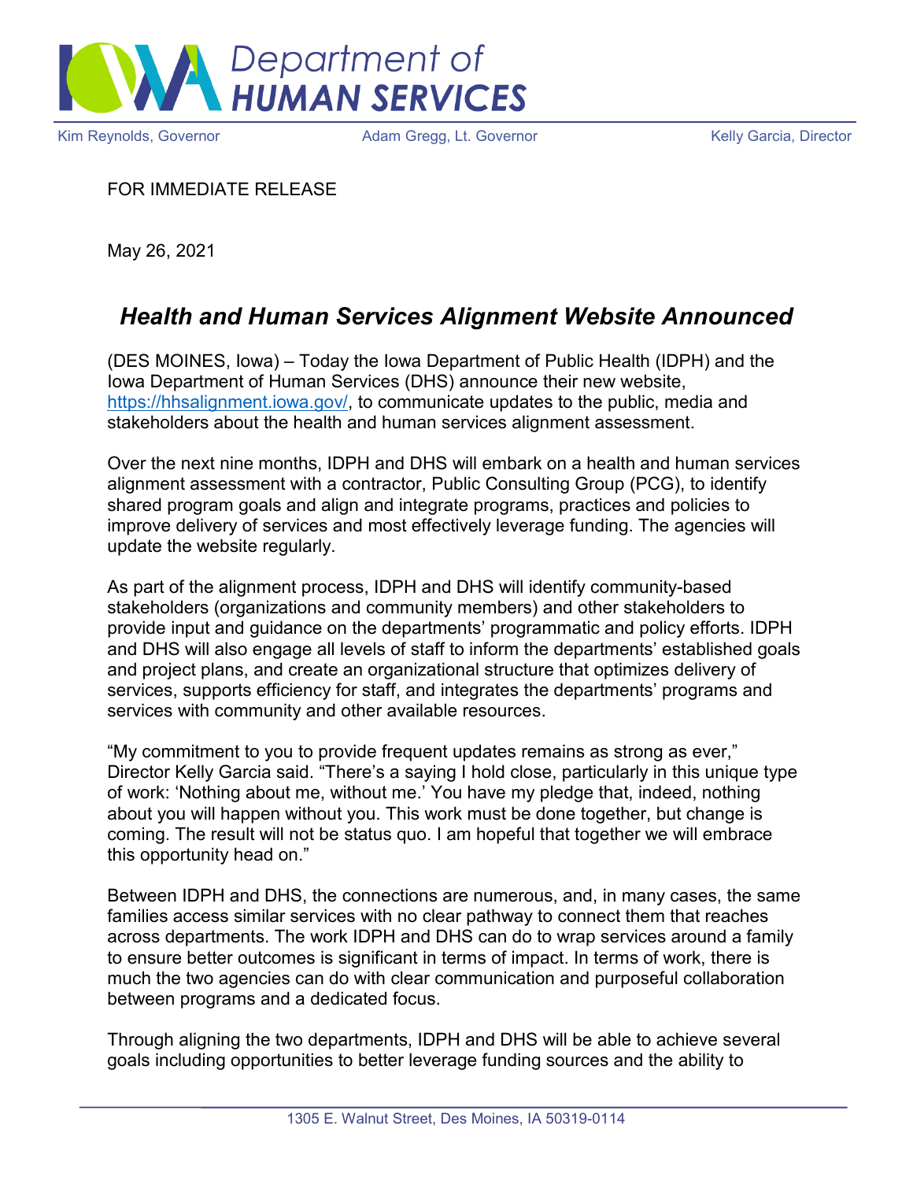# Iowa Department of HUMAN SERVICES

Kim Reynolds, Governor Adam Gregg, Lt. Governor Kelly Garcia, Director

FOR IMMEDIATE RELEASE

May 26, 2021

## *Health and Human Services Alignment Website Announced*

(DES MOINES, Iowa) – Today the Iowa Department of Public Health (IDPH) and the Iowa Department of Human Services (DHS) announce their new website, https://hhsalignment.iowa.gov/, to communicate updates to the public, media and stakeholders about the health and human services alignment assessment.

Over the next nine months, IDPH and DHS will embark on a health and human services alignment assessment with a contractor, Public Consulting Group (PCG), to identify shared program goals and align and integrate programs, practices and policies to improve delivery of services and most effectively leverage funding. The agencies will update the website regularly.

As part of the alignment process, IDPH and DHS will identify community-based stakeholders (organizations and community members) and other stakeholders to provide input and guidance on the departments' programmatic and policy efforts. IDPH and DHS will also engage all levels of staff to inform the departments' established goals and project plans, and create an organizational structure that optimizes delivery of services, supports efficiency for staff, and integrates the departments' programs and services with community and other available resources.

"My commitment to you to provide frequent updates remains as strong as ever," Director Kelly Garcia said. "There's a saying I hold close, particularly in this unique type of work: 'Nothing about me, without me.' You have my pledge that, indeed, nothing about you will happen without you. This work must be done together, but change is coming. The result will not be status quo. I am hopeful that together we will embrace this opportunity head on."

Between IDPH and DHS, the connections are numerous, and, in many cases, the same families access similar services with no clear pathway to connect them that reaches across departments. The work IDPH and DHS can do to wrap services around a family to ensure better outcomes is significant in terms of impact. In terms of work, there is much the two agencies can do with clear communication and purposeful collaboration between programs and a dedicated focus.

Through aligning the two departments, IDPH and DHS will be able to achieve several goals including opportunities to better leverage funding sources and the ability to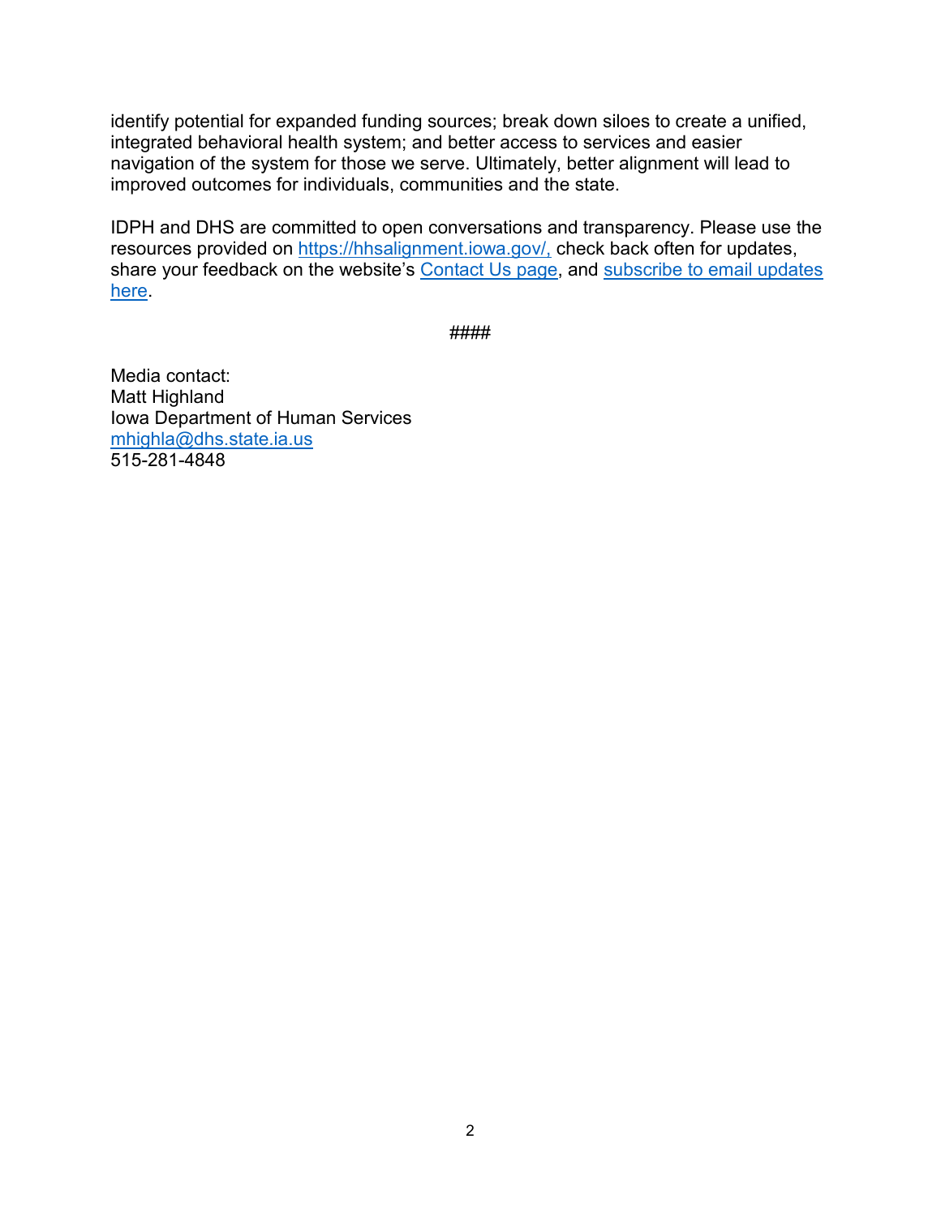identify potential for expanded funding sources; break down siloes to create a unified, integrated behavioral health system; and better access to services and easier navigation of the system for those we serve. Ultimately, better alignment will lead to improved outcomes for individuals, communities and the state.

IDPH and DHS are committed to open conversations and transparency. Please use the resources provided on https://hhsalignment.iowa.gov/, check back often for updates, share your feedback on the website's Contact Us page, and subscribe to email updates here.

####

Media contact:  
Matt Highland  
Iowa Department of Human Services  
mhighla@dhs.state.ia.us  
515-281-4848